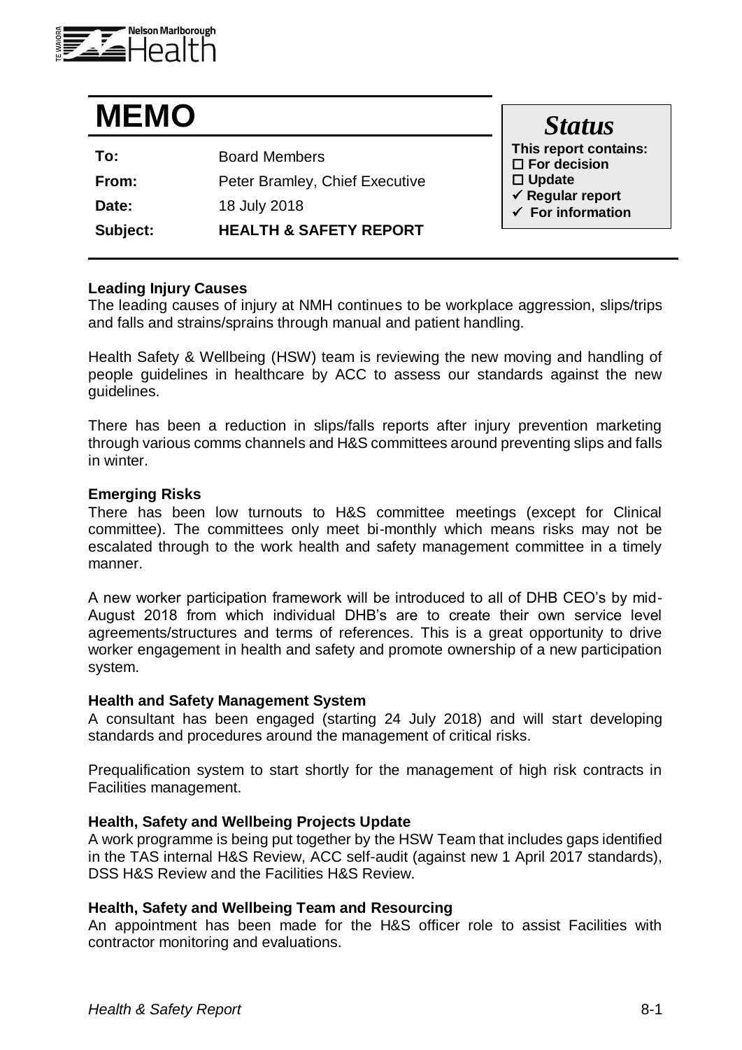# MEMO

| | |
|---|---|
| **To:** | Board Members |
| **From:** | Peter Bramley, Chief Executive |
| **Date:** | 18 July 2018 |
| **Subject:** | **HEALTH & SAFETY REPORT** |

***Status***

**This report contains:**
- ☐ **For decision**
- ☐ **Update**
- ✓ **Regular report**
- ✓ **For information**

**Leading Injury Causes**

The leading causes of injury at NMH continues to be workplace aggression, slips/trips and falls and strains/sprains through manual and patient handling.

Health Safety & Wellbeing (HSW) team is reviewing the new moving and handling of people guidelines in healthcare by ACC to assess our standards against the new guidelines.

There has been a reduction in slips/falls reports after injury prevention marketing through various comms channels and H&S committees around preventing slips and falls in winter.

**Emerging Risks**

There has been low turnouts to H&S committee meetings (except for Clinical committee). The committees only meet bi-monthly which means risks may not be escalated through to the work health and safety management committee in a timely manner.

A new worker participation framework will be introduced to all of DHB CEO's by mid-August 2018 from which individual DHB's are to create their own service level agreements/structures and terms of references. This is a great opportunity to drive worker engagement in health and safety and promote ownership of a new participation system.

**Health and Safety Management System**

A consultant has been engaged (starting 24 July 2018) and will start developing standards and procedures around the management of critical risks.

Prequalification system to start shortly for the management of high risk contracts in Facilities management.

**Health, Safety and Wellbeing Projects Update**

A work programme is being put together by the HSW Team that includes gaps identified in the TAS internal H&S Review, ACC self-audit (against new 1 April 2017 standards), DSS H&S Review and the Facilities H&S Review.

**Health, Safety and Wellbeing Team and Resourcing**

An appointment has been made for the H&S officer role to assist Facilities with contractor monitoring and evaluations.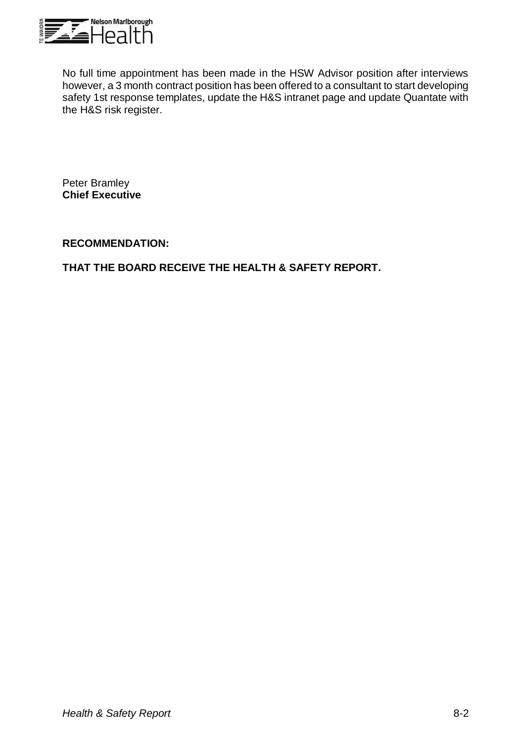No full time appointment has been made in the HSW Advisor position after interviews however, a 3 month contract position has been offered to a consultant to start developing safety 1st response templates, update the H&S intranet page and update Quantate with the H&S risk register.

Peter Bramley
**Chief Executive**

**RECOMMENDATION:**

**THAT THE BOARD RECEIVE THE HEALTH & SAFETY REPORT.**